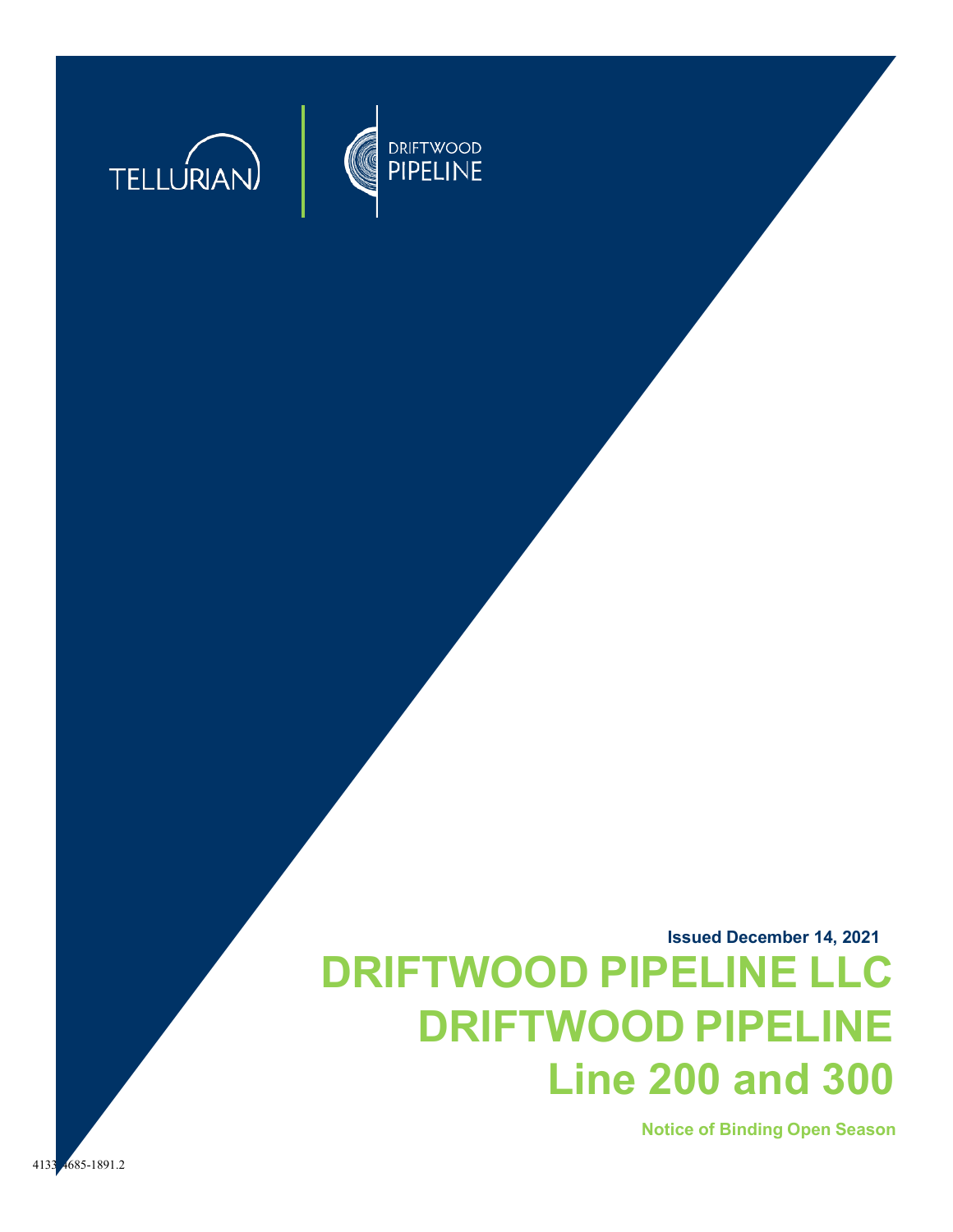TELLURIAN

DRIFTWOOD PIPELINE

Issued December 14, 2021

# DRIFTWOOD PIPELINE LLC
# DRIFTWOOD PIPELINE
# Line 200 and 300

**Notice of Binding Open Season**

4133-4685-1891.2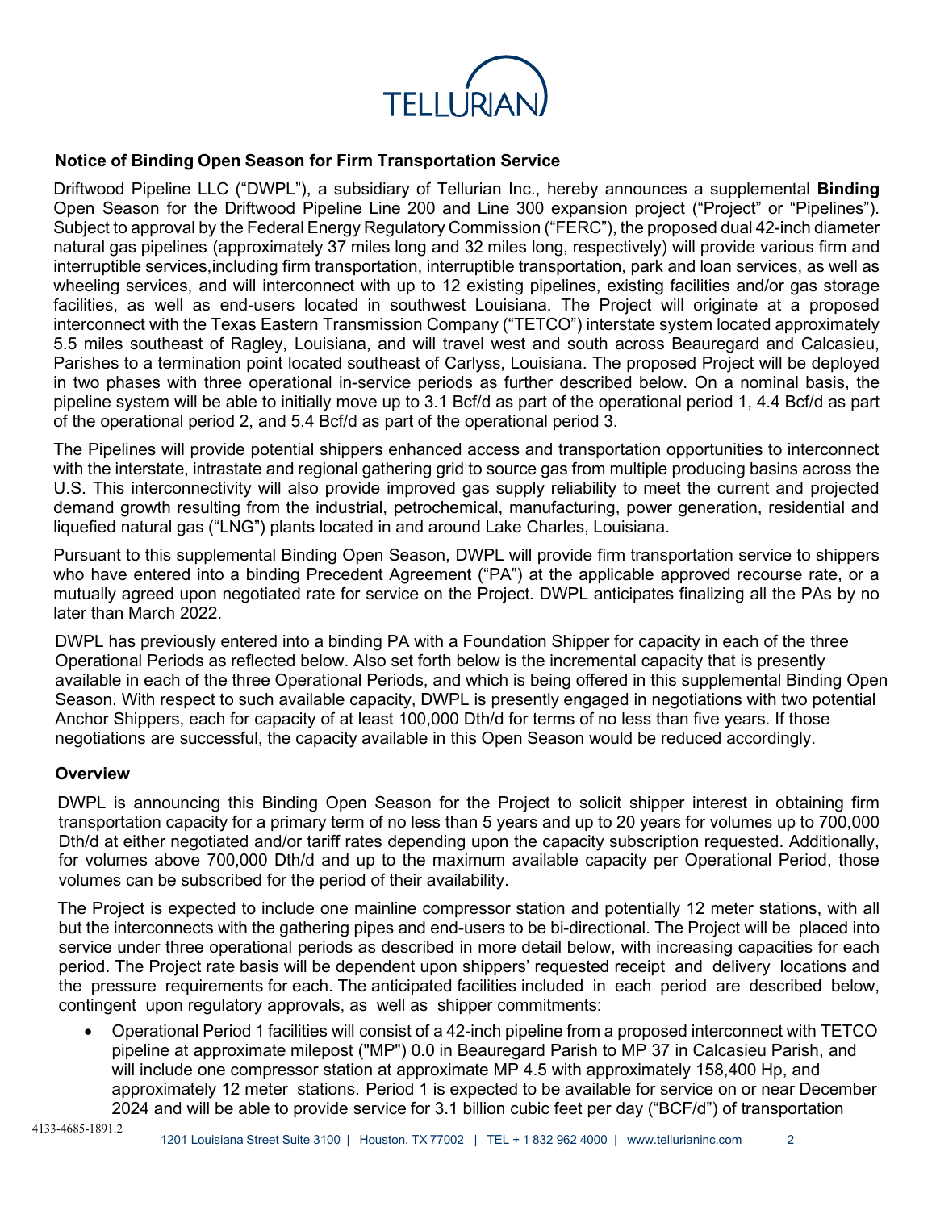**Notice of Binding Open Season for Firm Transportation Service**

Driftwood Pipeline LLC ("DWPL"), a subsidiary of Tellurian Inc., hereby announces a supplemental **Binding** Open Season for the Driftwood Pipeline Line 200 and Line 300 expansion project ("Project" or "Pipelines"). Subject to approval by the Federal Energy Regulatory Commission ("FERC"), the proposed dual 42-inch diameter natural gas pipelines (approximately 37 miles long and 32 miles long, respectively) will provide various firm and interruptible services,including firm transportation, interruptible transportation, park and loan services, as well as wheeling services, and will interconnect with up to 12 existing pipelines, existing facilities and/or gas storage facilities, as well as end-users located in southwest Louisiana. The Project will originate at a proposed interconnect with the Texas Eastern Transmission Company ("TETCO") interstate system located approximately 5.5 miles southeast of Ragley, Louisiana, and will travel west and south across Beauregard and Calcasieu, Parishes to a termination point located southeast of Carlyss, Louisiana. The proposed Project will be deployed in two phases with three operational in-service periods as further described below. On a nominal basis, the pipeline system will be able to initially move up to 3.1 Bcf/d as part of the operational period 1, 4.4 Bcf/d as part of the operational period 2, and 5.4 Bcf/d as part of the operational period 3.

The Pipelines will provide potential shippers enhanced access and transportation opportunities to interconnect with the interstate, intrastate and regional gathering grid to source gas from multiple producing basins across the U.S. This interconnectivity will also provide improved gas supply reliability to meet the current and projected demand growth resulting from the industrial, petrochemical, manufacturing, power generation, residential and liquefied natural gas ("LNG") plants located in and around Lake Charles, Louisiana.

Pursuant to this supplemental Binding Open Season, DWPL will provide firm transportation service to shippers who have entered into a binding Precedent Agreement ("PA") at the applicable approved recourse rate, or a mutually agreed upon negotiated rate for service on the Project. DWPL anticipates finalizing all the PAs by no later than March 2022.

DWPL has previously entered into a binding PA with a Foundation Shipper for capacity in each of the three Operational Periods as reflected below. Also set forth below is the incremental capacity that is presently available in each of the three Operational Periods, and which is being offered in this supplemental Binding Open Season. With respect to such available capacity, DWPL is presently engaged in negotiations with two potential Anchor Shippers, each for capacity of at least 100,000 Dth/d for terms of no less than five years. If those negotiations are successful, the capacity available in this Open Season would be reduced accordingly.

**Overview**

DWPL is announcing this Binding Open Season for the Project to solicit shipper interest in obtaining firm transportation capacity for a primary term of no less than 5 years and up to 20 years for volumes up to 700,000 Dth/d at either negotiated and/or tariff rates depending upon the capacity subscription requested. Additionally, for volumes above 700,000 Dth/d and up to the maximum available capacity per Operational Period, those volumes can be subscribed for the period of their availability.

The Project is expected to include one mainline compressor station and potentially 12 meter stations, with all but the interconnects with the gathering pipes and end-users to be bi-directional. The Project will be placed into service under three operational periods as described in more detail below, with increasing capacities for each period. The Project rate basis will be dependent upon shippers' requested receipt and delivery locations and the pressure requirements for each. The anticipated facilities included in each period are described below, contingent upon regulatory approvals, as well as shipper commitments:

- Operational Period 1 facilities will consist of a 42-inch pipeline from a proposed interconnect with TETCO pipeline at approximate milepost ("MP") 0.0 in Beauregard Parish to MP 37 in Calcasieu Parish, and will include one compressor station at approximate MP 4.5 with approximately 158,400 Hp, and approximately 12 meter stations. Period 1 is expected to be available for service on or near December 2024 and will be able to provide service for 3.1 billion cubic feet per day ("BCF/d") of transportation

4133-4685-1891.2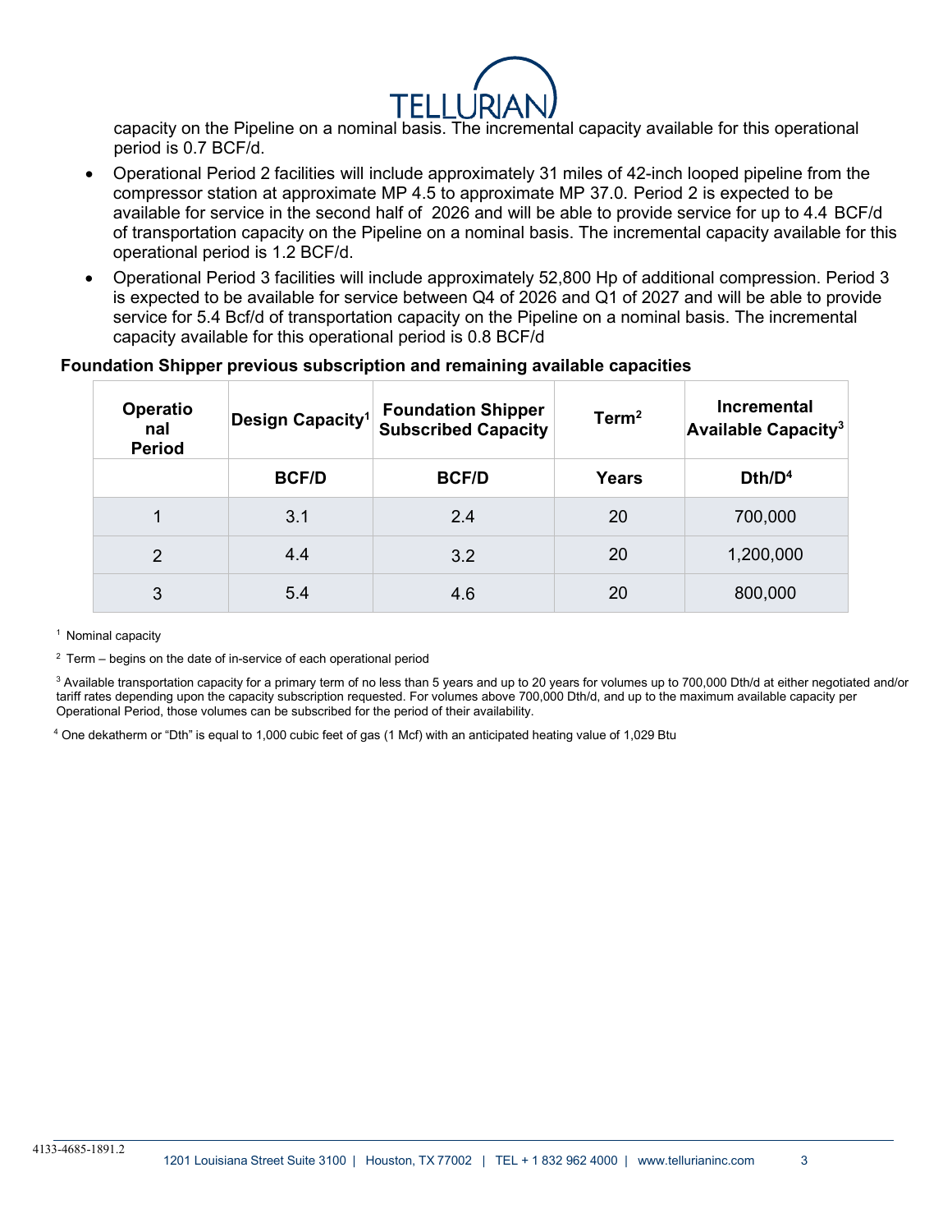capacity on the Pipeline on a nominal basis. The incremental capacity available for this operational period is 0.7 BCF/d.

- Operational Period 2 facilities will include approximately 31 miles of 42-inch looped pipeline from the compressor station at approximate MP 4.5 to approximate MP 37.0. Period 2 is expected to be available for service in the second half of 2026 and will be able to provide service for up to 4.4 BCF/d of transportation capacity on the Pipeline on a nominal basis. The incremental capacity available for this operational period is 1.2 BCF/d.
- Operational Period 3 facilities will include approximately 52,800 Hp of additional compression. Period 3 is expected to be available for service between Q4 of 2026 and Q1 of 2027 and will be able to provide service for 5.4 Bcf/d of transportation capacity on the Pipeline on a nominal basis. The incremental capacity available for this operational period is 0.8 BCF/d

**Foundation Shipper previous subscription and remaining available capacities**

| Operational Period | Design Capacity[1] | Foundation Shipper Subscribed Capacity | Term[2] | Incremental Available Capacity[3] |
|---|---|---|---|---|
| | BCF/D | BCF/D | Years | Dth/D[4] |
| 1 | 3.1 | 2.4 | 20 | 700,000 |
| 2 | 4.4 | 3.2 | 20 | 1,200,000 |
| 3 | 5.4 | 4.6 | 20 | 800,000 |

[1] Nominal capacity

[2] Term – begins on the date of in-service of each operational period

[3] Available transportation capacity for a primary term of no less than 5 years and up to 20 years for volumes up to 700,000 Dth/d at either negotiated and/or tariff rates depending upon the capacity subscription requested. For volumes above 700,000 Dth/d, and up to the maximum available capacity per Operational Period, those volumes can be subscribed for the period of their availability.

[4] One dekatherm or "Dth" is equal to 1,000 cubic feet of gas (1 Mcf) with an anticipated heating value of 1,029 Btu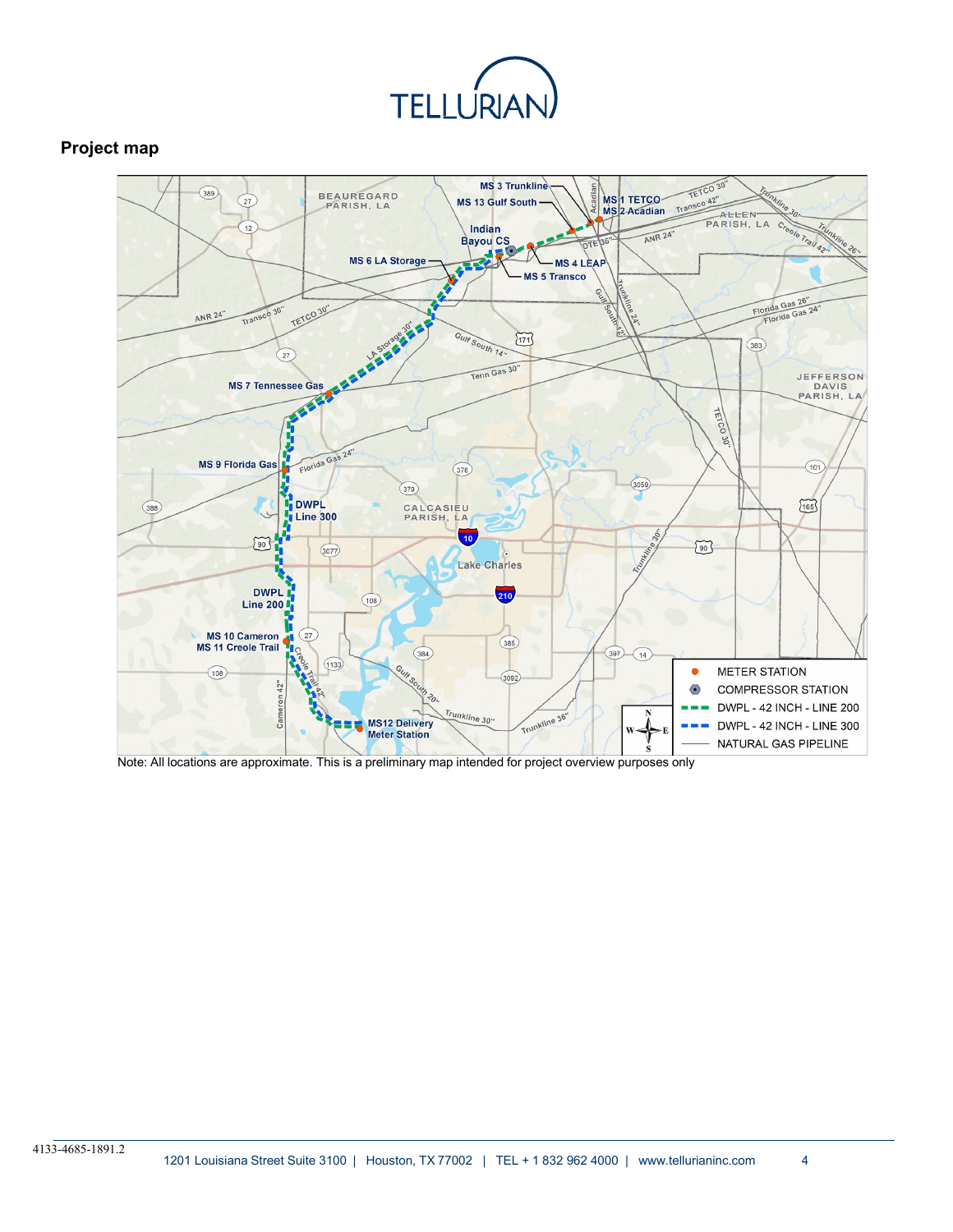## Project map

MS 3 Trunkline
MS 13 Gulf South
MS 1 TETCO
MS 2 Acadian
Indian Bayou CS
MS 6 LA Storage
MS 4 LEAP
MS 5 Transco
MS 7 Tennessee Gas
MS 9 Florida Gas
DWPL Line 300
DWPL Line 200
MS 10 Cameron
MS 11 Creole Trail
MS12 Delivery Meter Station

BEAUREGARD PARISH, LA
ALLEN PARISH, LA
JEFFERSON DAVIS PARISH, LA
CALCASIEU PARISH, LA
Lake Charles

METER STATION
COMPRESSOR STATION
DWPL - 42 INCH - LINE 200
DWPL - 42 INCH - LINE 300
NATURAL GAS PIPELINE

Note: All locations are approximate. This is a preliminary map intended for project overview purposes only

4133-4685-1891.2

1201 Louisiana Street Suite 3100 | Houston, TX 77002 | TEL + 1 832 962 4000 | www.tellurianinc.com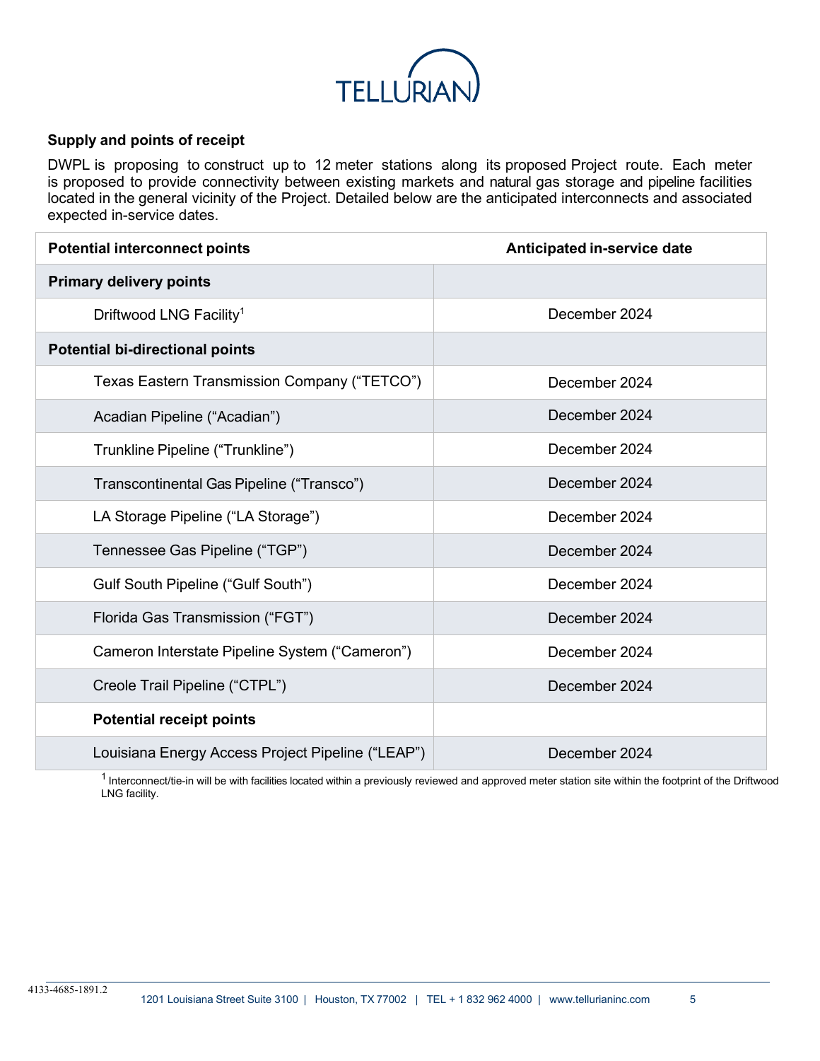**Supply and points of receipt**

DWPL is proposing to construct up to 12 meter stations along its proposed Project route. Each meter is proposed to provide connectivity between existing markets and natural gas storage and pipeline facilities located in the general vicinity of the Project. Detailed below are the anticipated interconnects and associated expected in-service dates.

| Potential interconnect points | Anticipated in-service date |
|---|---|
| **Primary delivery points** | |
| Driftwood LNG Facility[1] | December 2024 |
| **Potential bi-directional points** | |
| Texas Eastern Transmission Company (“TETCO”) | December 2024 |
| Acadian Pipeline (“Acadian”) | December 2024 |
| Trunkline Pipeline (“Trunkline”) | December 2024 |
| Transcontinental Gas Pipeline (“Transco”) | December 2024 |
| LA Storage Pipeline (“LA Storage”) | December 2024 |
| Tennessee Gas Pipeline (“TGP”) | December 2024 |
| Gulf South Pipeline (“Gulf South”) | December 2024 |
| Florida Gas Transmission (“FGT”) | December 2024 |
| Cameron Interstate Pipeline System (“Cameron”) | December 2024 |
| Creole Trail Pipeline (“CTPL”) | December 2024 |
| **Potential receipt points** | |
| Louisiana Energy Access Project Pipeline (“LEAP”) | December 2024 |

[1] Interconnect/tie-in will be with facilities located within a previously reviewed and approved meter station site within the footprint of the Driftwood LNG facility.

4133-4685-1891.2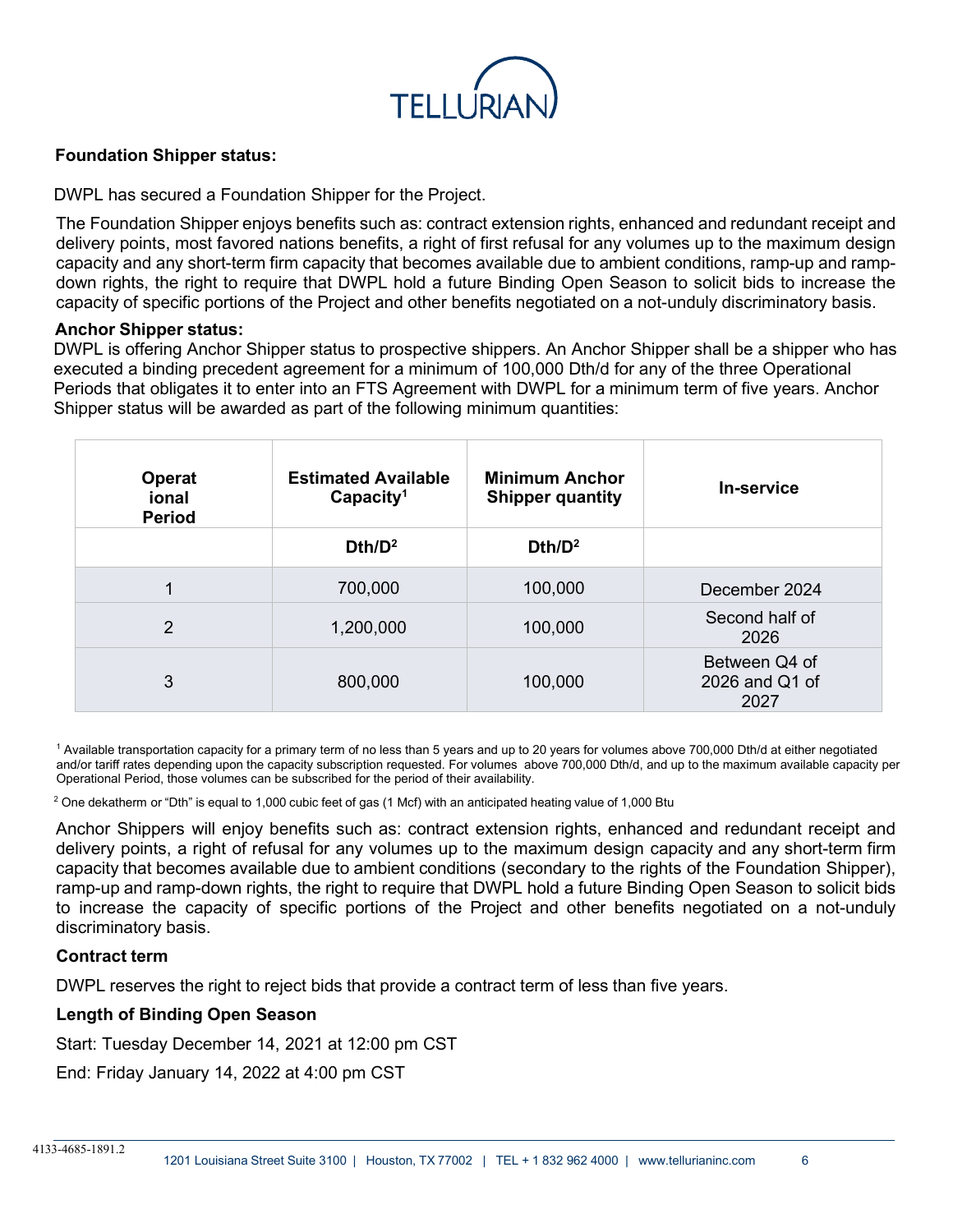**Foundation Shipper status:**

DWPL has secured a Foundation Shipper for the Project.

The Foundation Shipper enjoys benefits such as: contract extension rights, enhanced and redundant receipt and delivery points, most favored nations benefits, a right of first refusal for any volumes up to the maximum design capacity and any short-term firm capacity that becomes available due to ambient conditions, ramp-up and ramp-down rights, the right to require that DWPL hold a future Binding Open Season to solicit bids to increase the capacity of specific portions of the Project and other benefits negotiated on a not-unduly discriminatory basis.

**Anchor Shipper status:**

DWPL is offering Anchor Shipper status to prospective shippers. An Anchor Shipper shall be a shipper who has executed a binding precedent agreement for a minimum of 100,000 Dth/d for any of the three Operational Periods that obligates it to enter into an FTS Agreement with DWPL for a minimum term of five years. Anchor Shipper status will be awarded as part of the following minimum quantities:

| Operational Period | Estimated Available Capacity[1] | Minimum Anchor Shipper quantity | In-service |
|---|---|---|---|
| | Dth/D[2] | Dth/D[2] | |
| 1 | 700,000 | 100,000 | December 2024 |
| 2 | 1,200,000 | 100,000 | Second half of 2026 |
| 3 | 800,000 | 100,000 | Between Q4 of 2026 and Q1 of 2027 |

[1] Available transportation capacity for a primary term of no less than 5 years and up to 20 years for volumes above 700,000 Dth/d at either negotiated and/or tariff rates depending upon the capacity subscription requested. For volumes above 700,000 Dth/d, and up to the maximum available capacity per Operational Period, those volumes can be subscribed for the period of their availability.

[2] One dekatherm or "Dth" is equal to 1,000 cubic feet of gas (1 Mcf) with an anticipated heating value of 1,000 Btu

Anchor Shippers will enjoy benefits such as: contract extension rights, enhanced and redundant receipt and delivery points, a right of refusal for any volumes up to the maximum design capacity and any short-term firm capacity that becomes available due to ambient conditions (secondary to the rights of the Foundation Shipper), ramp-up and ramp-down rights, the right to require that DWPL hold a future Binding Open Season to solicit bids to increase the capacity of specific portions of the Project and other benefits negotiated on a not-unduly discriminatory basis.

**Contract term**

DWPL reserves the right to reject bids that provide a contract term of less than five years.

**Length of Binding Open Season**

Start: Tuesday December 14, 2021 at 12:00 pm CST

End: Friday January 14, 2022 at 4:00 pm CST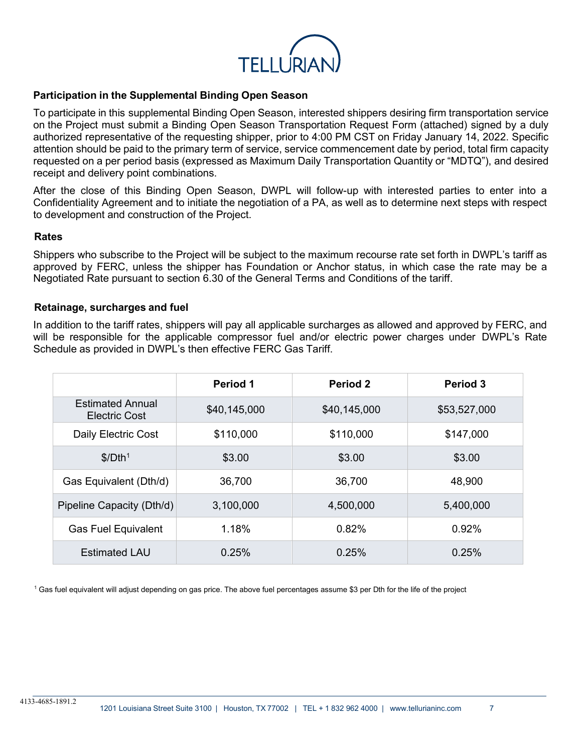### Participation in the Supplemental Binding Open Season

To participate in this supplemental Binding Open Season, interested shippers desiring firm transportation service on the Project must submit a Binding Open Season Transportation Request Form (attached) signed by a duly authorized representative of the requesting shipper, prior to 4:00 PM CST on Friday January 14, 2022. Specific attention should be paid to the primary term of service, service commencement date by period, total firm capacity requested on a per period basis (expressed as Maximum Daily Transportation Quantity or "MDTQ"), and desired receipt and delivery point combinations.

After the close of this Binding Open Season, DWPL will follow-up with interested parties to enter into a Confidentiality Agreement and to initiate the negotiation of a PA, as well as to determine next steps with respect to development and construction of the Project.

### Rates

Shippers who subscribe to the Project will be subject to the maximum recourse rate set forth in DWPL's tariff as approved by FERC, unless the shipper has Foundation or Anchor status, in which case the rate may be a Negotiated Rate pursuant to section 6.30 of the General Terms and Conditions of the tariff.

### Retainage, surcharges and fuel

In addition to the tariff rates, shippers will pay all applicable surcharges as allowed and approved by FERC, and will be responsible for the applicable compressor fuel and/or electric power charges under DWPL's Rate Schedule as provided in DWPL's then effective FERC Gas Tariff.

| | Period 1 | Period 2 | Period 3 |
|---|---|---|---|
| Estimated Annual Electric Cost | $40,145,000 | $40,145,000 | $53,527,000 |
| Daily Electric Cost | $110,000 | $110,000 | $147,000 |
| $/Dth[1] | $3.00 | $3.00 | $3.00 |
| Gas Equivalent (Dth/d) | 36,700 | 36,700 | 48,900 |
| Pipeline Capacity (Dth/d) | 3,100,000 | 4,500,000 | 5,400,000 |
| Gas Fuel Equivalent | 1.18% | 0.82% | 0.92% |
| Estimated LAU | 0.25% | 0.25% | 0.25% |

[1] Gas fuel equivalent will adjust depending on gas price. The above fuel percentages assume $3 per Dth for the life of the project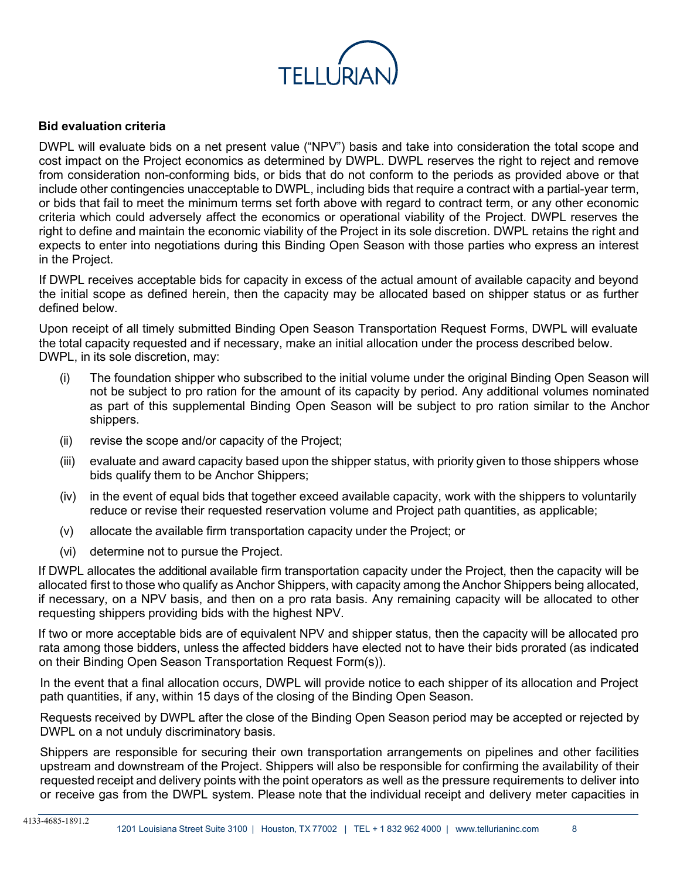**Bid evaluation criteria**

DWPL will evaluate bids on a net present value ("NPV") basis and take into consideration the total scope and cost impact on the Project economics as determined by DWPL. DWPL reserves the right to reject and remove from consideration non-conforming bids, or bids that do not conform to the periods as provided above or that include other contingencies unacceptable to DWPL, including bids that require a contract with a partial-year term, or bids that fail to meet the minimum terms set forth above with regard to contract term, or any other economic criteria which could adversely affect the economics or operational viability of the Project. DWPL reserves the right to define and maintain the economic viability of the Project in its sole discretion. DWPL retains the right and expects to enter into negotiations during this Binding Open Season with those parties who express an interest in the Project.

If DWPL receives acceptable bids for capacity in excess of the actual amount of available capacity and beyond the initial scope as defined herein, then the capacity may be allocated based on shipper status or as further defined below.

Upon receipt of all timely submitted Binding Open Season Transportation Request Forms, DWPL will evaluate the total capacity requested and if necessary, make an initial allocation under the process described below. DWPL, in its sole discretion, may:

(i) The foundation shipper who subscribed to the initial volume under the original Binding Open Season will not be subject to pro ration for the amount of its capacity by period. Any additional volumes nominated as part of this supplemental Binding Open Season will be subject to pro ration similar to the Anchor shippers.

(ii) revise the scope and/or capacity of the Project;

(iii) evaluate and award capacity based upon the shipper status, with priority given to those shippers whose bids qualify them to be Anchor Shippers;

(iv) in the event of equal bids that together exceed available capacity, work with the shippers to voluntarily reduce or revise their requested reservation volume and Project path quantities, as applicable;

(v) allocate the available firm transportation capacity under the Project; or

(vi) determine not to pursue the Project.

If DWPL allocates the additional available firm transportation capacity under the Project, then the capacity will be allocated first to those who qualify as Anchor Shippers, with capacity among the Anchor Shippers being allocated, if necessary, on a NPV basis, and then on a pro rata basis. Any remaining capacity will be allocated to other requesting shippers providing bids with the highest NPV.

If two or more acceptable bids are of equivalent NPV and shipper status, then the capacity will be allocated pro rata among those bidders, unless the affected bidders have elected not to have their bids prorated (as indicated on their Binding Open Season Transportation Request Form(s)).

In the event that a final allocation occurs, DWPL will provide notice to each shipper of its allocation and Project path quantities, if any, within 15 days of the closing of the Binding Open Season.

Requests received by DWPL after the close of the Binding Open Season period may be accepted or rejected by DWPL on a not unduly discriminatory basis.

Shippers are responsible for securing their own transportation arrangements on pipelines and other facilities upstream and downstream of the Project. Shippers will also be responsible for confirming the availability of their requested receipt and delivery points with the point operators as well as the pressure requirements to deliver into or receive gas from the DWPL system. Please note that the individual receipt and delivery meter capacities in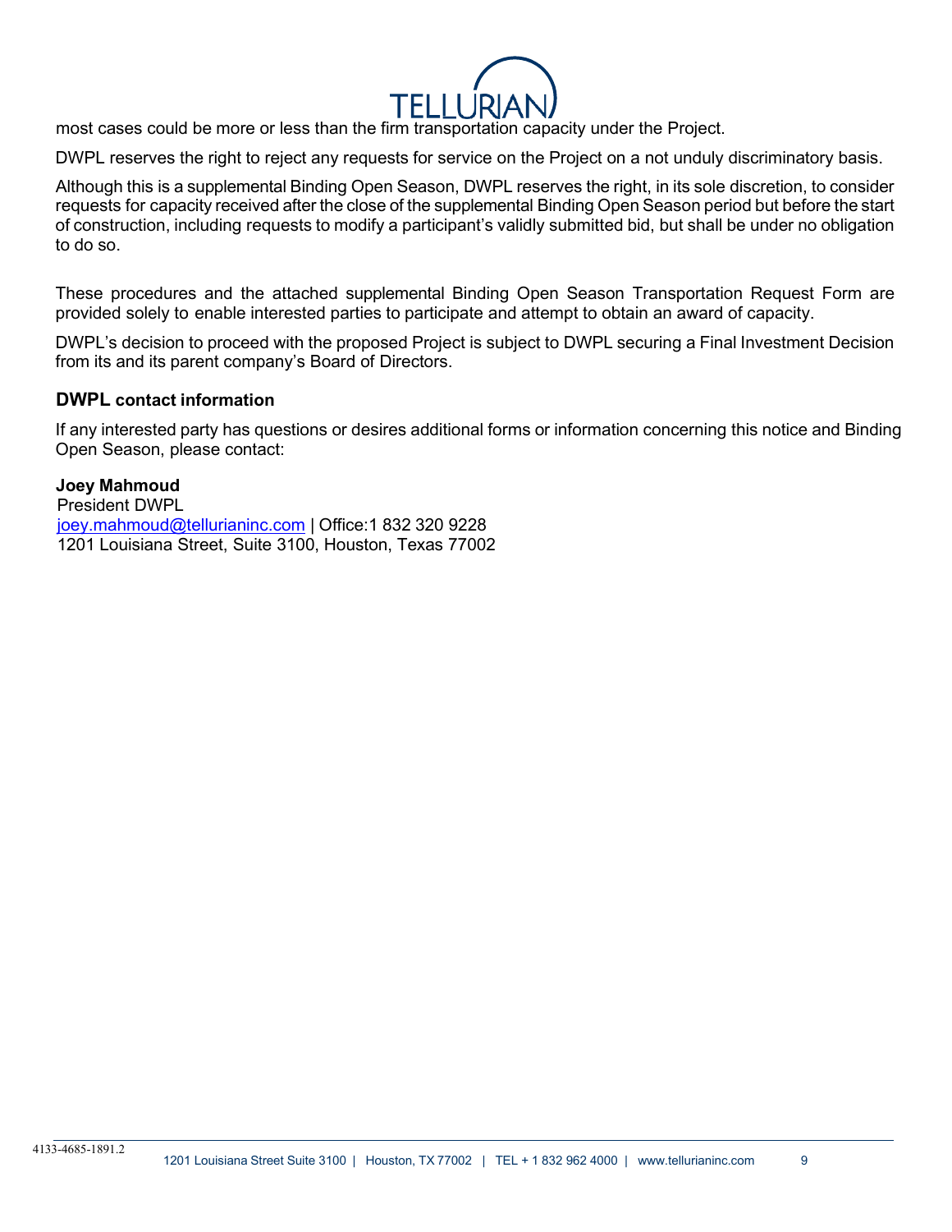most cases could be more or less than the firm transportation capacity under the Project.

DWPL reserves the right to reject any requests for service on the Project on a not unduly discriminatory basis.

Although this is a supplemental Binding Open Season, DWPL reserves the right, in its sole discretion, to consider requests for capacity received after the close of the supplemental Binding Open Season period but before the start of construction, including requests to modify a participant's validly submitted bid, but shall be under no obligation to do so.

These procedures and the attached supplemental Binding Open Season Transportation Request Form are provided solely to enable interested parties to participate and attempt to obtain an award of capacity.

DWPL's decision to proceed with the proposed Project is subject to DWPL securing a Final Investment Decision from its and its parent company's Board of Directors.

### DWPL contact information

If any interested party has questions or desires additional forms or information concerning this notice and Binding Open Season, please contact:

**Joey Mahmoud**
President DWPL
joey.mahmoud@tellurianinc.com | Office:1 832 320 9228
1201 Louisiana Street, Suite 3100, Houston, Texas 77002